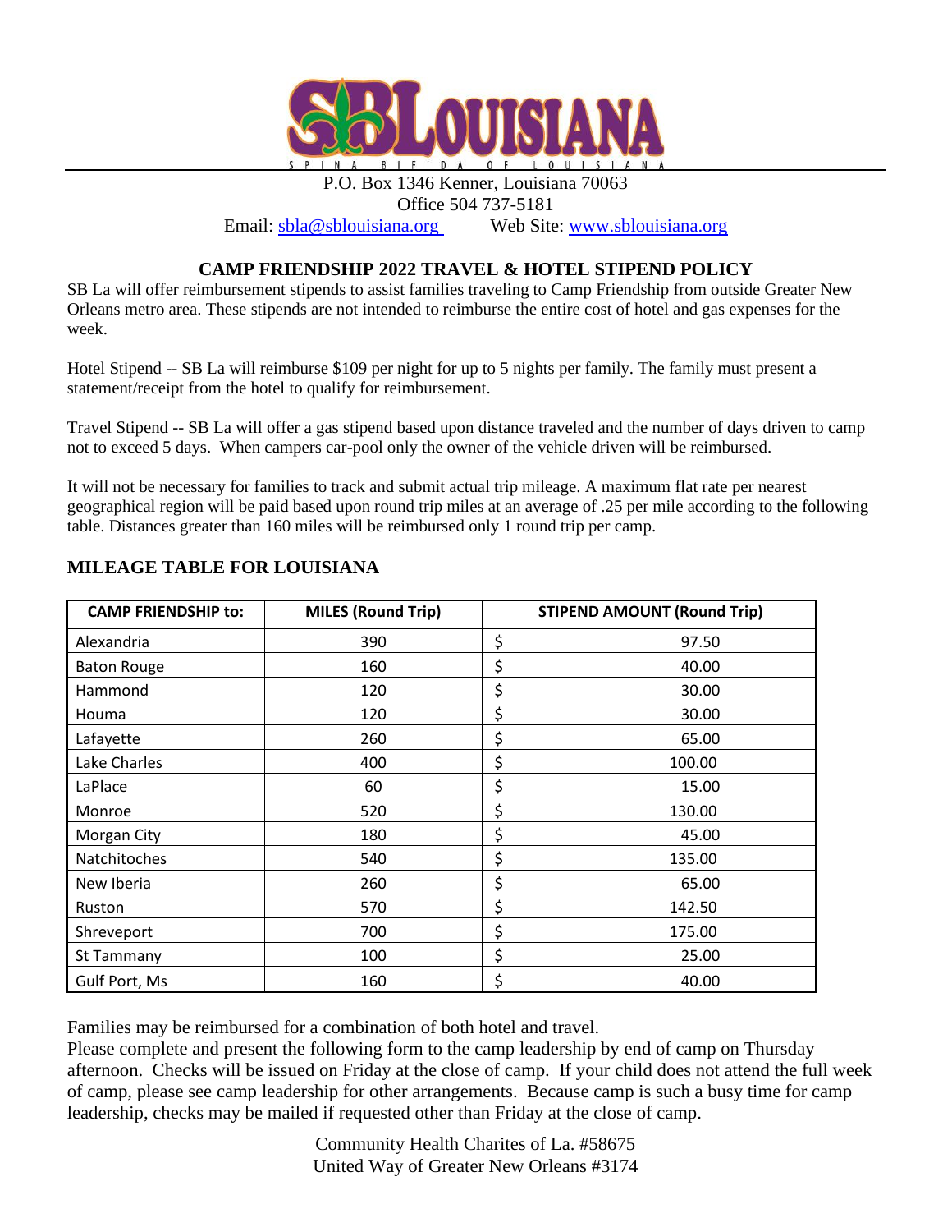SBLOUISIANA

SPINA BIFIDA OF LOUISIANA

P.O. Box 1346 Kenner, Louisiana 70063
Office 504 737-5181
Email: sbla@sblouisiana.org Web Site: www.sblouisiana.org

## CAMP FRIENDSHIP 2022 TRAVEL & HOTEL STIPEND POLICY

SB La will offer reimbursement stipends to assist families traveling to Camp Friendship from outside Greater New Orleans metro area. These stipends are not intended to reimburse the entire cost of hotel and gas expenses for the week.

Hotel Stipend -- SB La will reimburse $109 per night for up to 5 nights per family. The family must present a statement/receipt from the hotel to qualify for reimbursement.

Travel Stipend -- SB La will offer a gas stipend based upon distance traveled and the number of days driven to camp not to exceed 5 days. When campers car-pool only the owner of the vehicle driven will be reimbursed.

It will not be necessary for families to track and submit actual trip mileage. A maximum flat rate per nearest geographical region will be paid based upon round trip miles at an average of .25 per mile according to the following table. Distances greater than 160 miles will be reimbursed only 1 round trip per camp.

### MILEAGE TABLE FOR LOUISIANA

| CAMP FRIENDSHIP to: | MILES (Round Trip) | STIPEND AMOUNT (Round Trip) |
|---|---|---|
| Alexandria | 390 | $ 97.50 |
| Baton Rouge | 160 | $ 40.00 |
| Hammond | 120 | $ 30.00 |
| Houma | 120 | $ 30.00 |
| Lafayette | 260 | $ 65.00 |
| Lake Charles | 400 | $ 100.00 |
| LaPlace | 60 | $ 15.00 |
| Monroe | 520 | $ 130.00 |
| Morgan City | 180 | $ 45.00 |
| Natchitoches | 540 | $ 135.00 |
| New Iberia | 260 | $ 65.00 |
| Ruston | 570 | $ 142.50 |
| Shreveport | 700 | $ 175.00 |
| St Tammany | 100 | $ 25.00 |
| Gulf Port, Ms | 160 | $ 40.00 |

Families may be reimbursed for a combination of both hotel and travel.
Please complete and present the following form to the camp leadership by end of camp on Thursday afternoon. Checks will be issued on Friday at the close of camp. If your child does not attend the full week of camp, please see camp leadership for other arrangements. Because camp is such a busy time for camp leadership, checks may be mailed if requested other than Friday at the close of camp.

Community Health Charites of La. #58675
United Way of Greater New Orleans #3174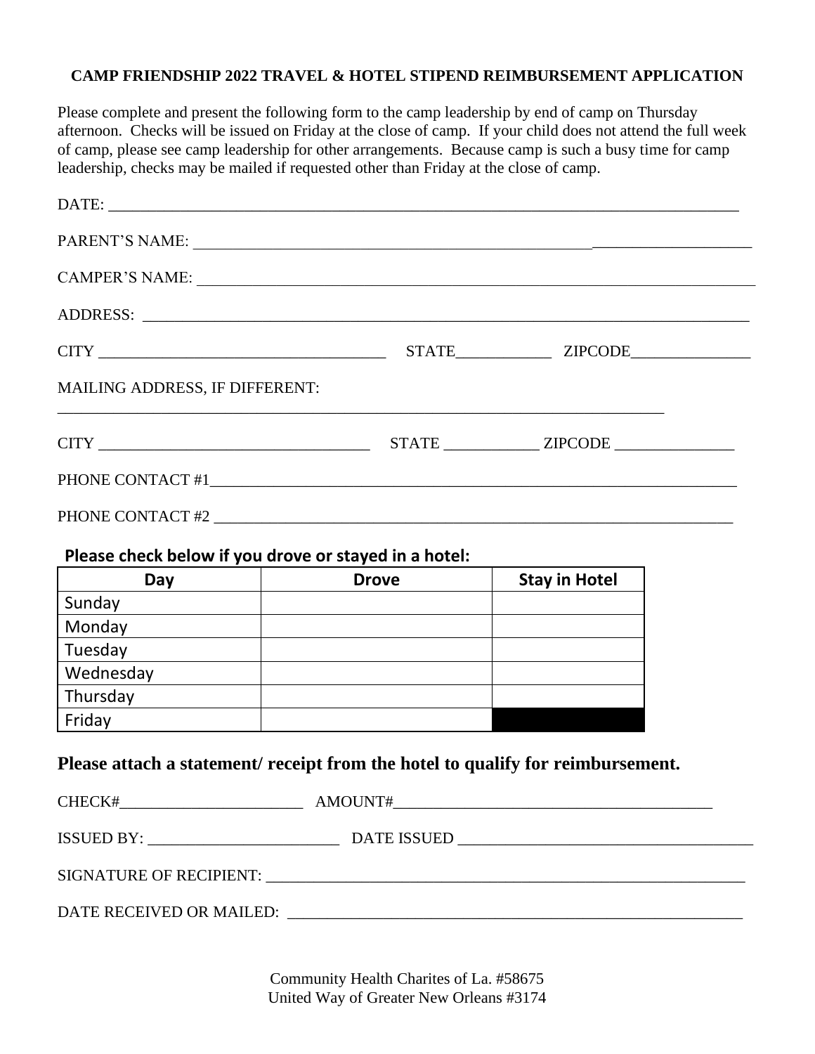**CAMP FRIENDSHIP 2022 TRAVEL & HOTEL STIPEND REIMBURSEMENT APPLICATION**

Please complete and present the following form to the camp leadership by end of camp on Thursday afternoon. Checks will be issued on Friday at the close of camp. If your child does not attend the full week of camp, please see camp leadership for other arrangements. Because camp is such a busy time for camp leadership, checks may be mailed if requested other than Friday at the close of camp.

DATE: ______________________________________________________________________________

PARENT'S NAME: ______________________________________________________________________

CAMPER'S NAME: ______________________________________________________________________

ADDRESS: ___________________________________________________________________________

CITY ___________________________________ STATE____________ ZIPCODE_______________

MAILING ADDRESS, IF DIFFERENT:

____________________________________________________________________________

CITY _________________________________ STATE ____________ ZIPCODE _______________

PHONE CONTACT #1_____________________________________________________________________

PHONE CONTACT #2 _____________________________________________________________________

**Please check below if you drove or stayed in a hotel:**

| Day | Drove | Stay in Hotel |
|---|---|---|
| Sunday | | |
| Monday | | |
| Tuesday | | |
| Wednesday | | |
| Thursday | | |
| Friday | | |

**Please attach a statement/ receipt from the hotel to qualify for reimbursement.**

CHECK#_______________________ AMOUNT#_________________________________________

ISSUED BY: ________________________ DATE ISSUED ____________________________________

SIGNATURE OF RECIPIENT: ___________________________________________________________

DATE RECEIVED OR MAILED: _________________________________________________________

Community Health Charites of La. #58675
United Way of Greater New Orleans #3174